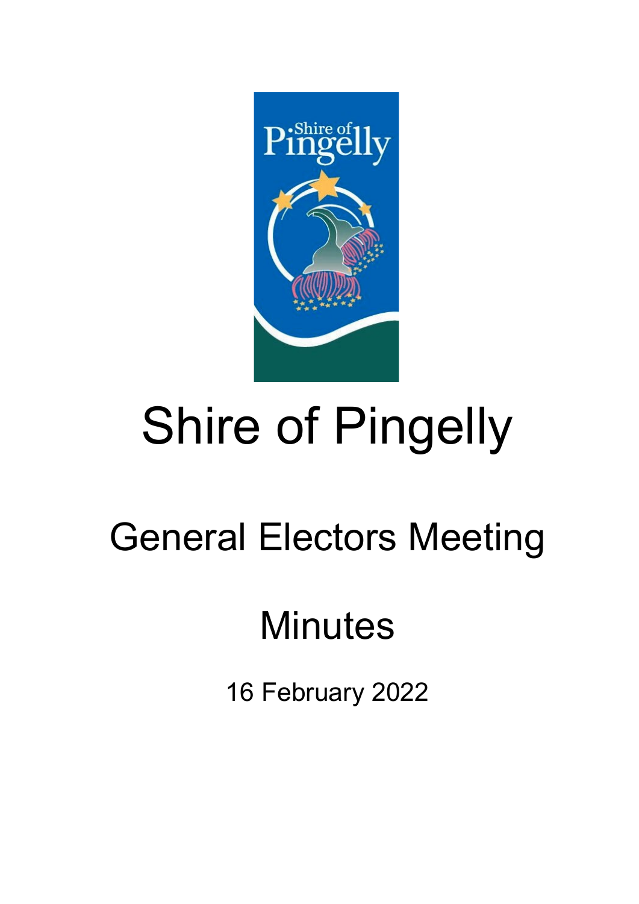# Shire of Pingelly

## General Electors Meeting

## Minutes

16 February 2022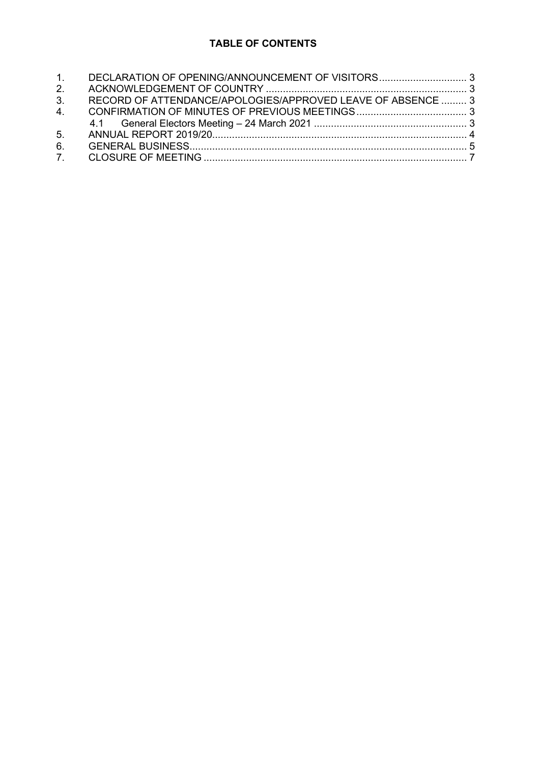**TABLE OF CONTENTS**

1. DECLARATION OF OPENING/ANNOUNCEMENT OF VISITORS ............................... 3
2. ACKNOWLEDGEMENT OF COUNTRY ....................................................................... 3
3. RECORD OF ATTENDANCE/APOLOGIES/APPROVED LEAVE OF ABSENCE ......... 3
4. CONFIRMATION OF MINUTES OF PREVIOUS MEETINGS ....................................... 3
   4.1 General Electors Meeting – 24 March 2021 ...................................................... 3
5. ANNUAL REPORT 2019/20 .......................................................................................... 4
6. GENERAL BUSINESS .................................................................................................. 5
7. CLOSURE OF MEETING ............................................................................................. 7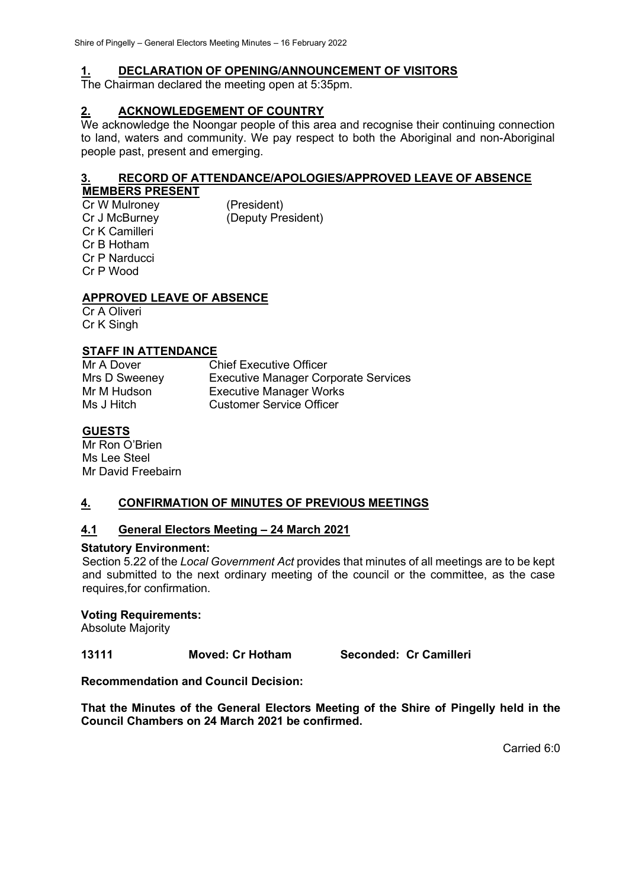## 1. DECLARATION OF OPENING/ANNOUNCEMENT OF VISITORS

The Chairman declared the meeting open at 5:35pm.

## 2. ACKNOWLEDGEMENT OF COUNTRY

We acknowledge the Noongar people of this area and recognise their continuing connection to land, waters and community. We pay respect to both the Aboriginal and non-Aboriginal people past, present and emerging.

## 3. RECORD OF ATTENDANCE/APOLOGIES/APPROVED LEAVE OF ABSENCE

### MEMBERS PRESENT

Cr W Mulroney (President)
Cr J McBurney (Deputy President)
Cr K Camilleri
Cr B Hotham
Cr P Narducci
Cr P Wood

### APPROVED LEAVE OF ABSENCE

Cr A Oliveri
Cr K Singh

### STAFF IN ATTENDANCE

| | |
|---|---|
| Mr A Dover | Chief Executive Officer |
| Mrs D Sweeney | Executive Manager Corporate Services |
| Mr M Hudson | Executive Manager Works |
| Ms J Hitch | Customer Service Officer |

### GUESTS

Mr Ron O'Brien
Ms Lee Steel
Mr David Freebairn

## 4. CONFIRMATION OF MINUTES OF PREVIOUS MEETINGS

### 4.1 General Electors Meeting – 24 March 2021

**Statutory Environment:**

Section 5.22 of the *Local Government Act* provides that minutes of all meetings are to be kept and submitted to the next ordinary meeting of the council or the committee, as the case requires,for confirmation.

**Voting Requirements:**

Absolute Majority

**13111 Moved: Cr Hotham Seconded: Cr Camilleri**

**Recommendation and Council Decision:**

**That the Minutes of the General Electors Meeting of the Shire of Pingelly held in the Council Chambers on 24 March 2021 be confirmed.**

Carried 6:0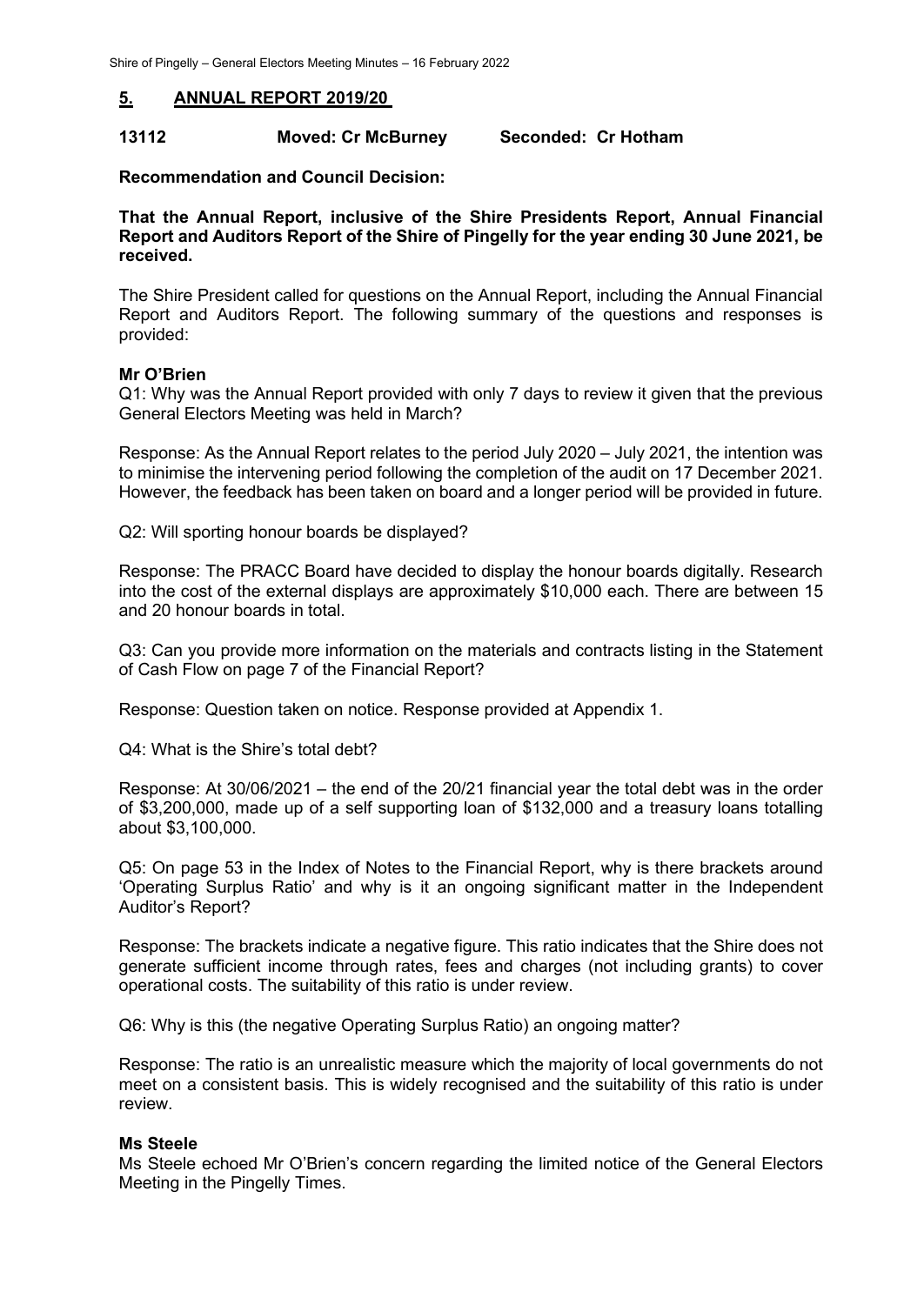## 5. ANNUAL REPORT 2019/20

**13112 Moved: Cr McBurney Seconded: Cr Hotham**

**Recommendation and Council Decision:**

**That the Annual Report, inclusive of the Shire Presidents Report, Annual Financial Report and Auditors Report of the Shire of Pingelly for the year ending 30 June 2021, be received.**

The Shire President called for questions on the Annual Report, including the Annual Financial Report and Auditors Report. The following summary of the questions and responses is provided:

**Mr O'Brien**

Q1: Why was the Annual Report provided with only 7 days to review it given that the previous General Electors Meeting was held in March?

Response: As the Annual Report relates to the period July 2020 – July 2021, the intention was to minimise the intervening period following the completion of the audit on 17 December 2021. However, the feedback has been taken on board and a longer period will be provided in future.

Q2: Will sporting honour boards be displayed?

Response: The PRACC Board have decided to display the honour boards digitally. Research into the cost of the external displays are approximately $10,000 each. There are between 15 and 20 honour boards in total.

Q3: Can you provide more information on the materials and contracts listing in the Statement of Cash Flow on page 7 of the Financial Report?

Response: Question taken on notice. Response provided at Appendix 1.

Q4: What is the Shire's total debt?

Response: At 30/06/2021 – the end of the 20/21 financial year the total debt was in the order of $3,200,000, made up of a self supporting loan of $132,000 and a treasury loans totalling about $3,100,000.

Q5: On page 53 in the Index of Notes to the Financial Report, why is there brackets around 'Operating Surplus Ratio' and why is it an ongoing significant matter in the Independent Auditor's Report?

Response: The brackets indicate a negative figure. This ratio indicates that the Shire does not generate sufficient income through rates, fees and charges (not including grants) to cover operational costs. The suitability of this ratio is under review.

Q6: Why is this (the negative Operating Surplus Ratio) an ongoing matter?

Response: The ratio is an unrealistic measure which the majority of local governments do not meet on a consistent basis. This is widely recognised and the suitability of this ratio is under review.

**Ms Steele**

Ms Steele echoed Mr O'Brien's concern regarding the limited notice of the General Electors Meeting in the Pingelly Times.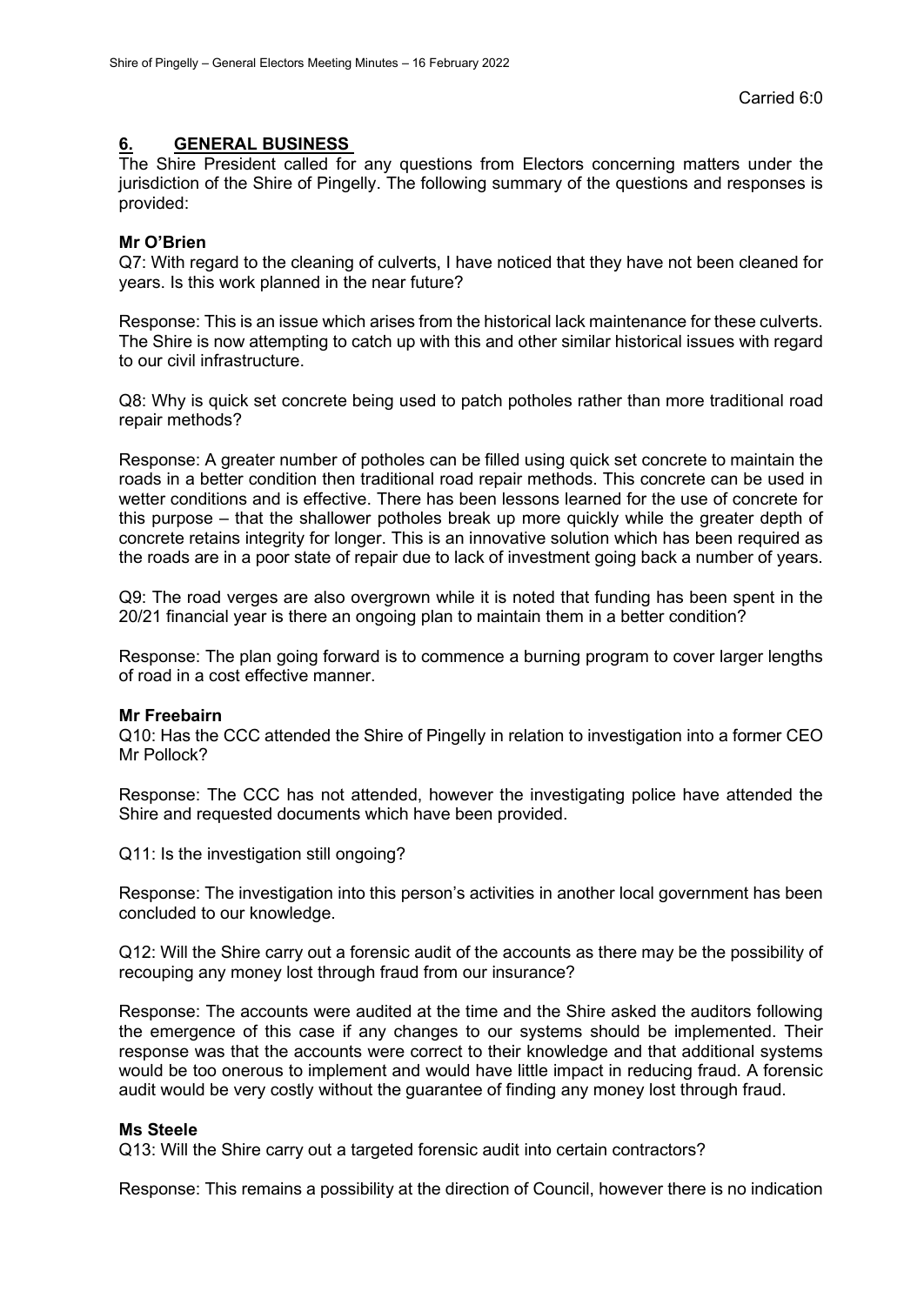Carried 6:0

## 6. GENERAL BUSINESS

The Shire President called for any questions from Electors concerning matters under the jurisdiction of the Shire of Pingelly. The following summary of the questions and responses is provided:

**Mr O'Brien**

Q7: With regard to the cleaning of culverts, I have noticed that they have not been cleaned for years. Is this work planned in the near future?

Response: This is an issue which arises from the historical lack maintenance for these culverts. The Shire is now attempting to catch up with this and other similar historical issues with regard to our civil infrastructure.

Q8: Why is quick set concrete being used to patch potholes rather than more traditional road repair methods?

Response: A greater number of potholes can be filled using quick set concrete to maintain the roads in a better condition then traditional road repair methods. This concrete can be used in wetter conditions and is effective. There has been lessons learned for the use of concrete for this purpose – that the shallower potholes break up more quickly while the greater depth of concrete retains integrity for longer. This is an innovative solution which has been required as the roads are in a poor state of repair due to lack of investment going back a number of years.

Q9: The road verges are also overgrown while it is noted that funding has been spent in the 20/21 financial year is there an ongoing plan to maintain them in a better condition?

Response: The plan going forward is to commence a burning program to cover larger lengths of road in a cost effective manner.

**Mr Freebairn**

Q10: Has the CCC attended the Shire of Pingelly in relation to investigation into a former CEO Mr Pollock?

Response: The CCC has not attended, however the investigating police have attended the Shire and requested documents which have been provided.

Q11: Is the investigation still ongoing?

Response: The investigation into this person's activities in another local government has been concluded to our knowledge.

Q12: Will the Shire carry out a forensic audit of the accounts as there may be the possibility of recouping any money lost through fraud from our insurance?

Response: The accounts were audited at the time and the Shire asked the auditors following the emergence of this case if any changes to our systems should be implemented. Their response was that the accounts were correct to their knowledge and that additional systems would be too onerous to implement and would have little impact in reducing fraud. A forensic audit would be very costly without the guarantee of finding any money lost through fraud.

**Ms Steele**

Q13: Will the Shire carry out a targeted forensic audit into certain contractors?

Response: This remains a possibility at the direction of Council, however there is no indication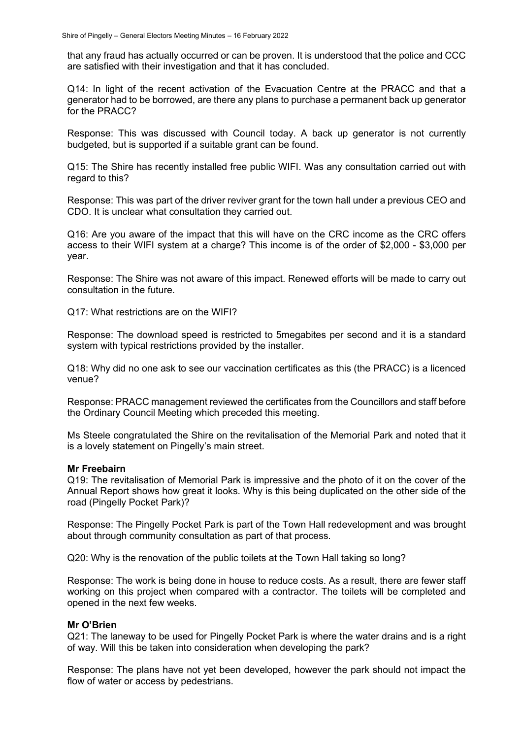that any fraud has actually occurred or can be proven. It is understood that the police and CCC are satisfied with their investigation and that it has concluded.

Q14: In light of the recent activation of the Evacuation Centre at the PRACC and that a generator had to be borrowed, are there any plans to purchase a permanent back up generator for the PRACC?

Response: This was discussed with Council today. A back up generator is not currently budgeted, but is supported if a suitable grant can be found.

Q15: The Shire has recently installed free public WIFI. Was any consultation carried out with regard to this?

Response: This was part of the driver reviver grant for the town hall under a previous CEO and CDO. It is unclear what consultation they carried out.

Q16: Are you aware of the impact that this will have on the CRC income as the CRC offers access to their WIFI system at a charge? This income is of the order of $2,000 - $3,000 per year.

Response: The Shire was not aware of this impact. Renewed efforts will be made to carry out consultation in the future.

Q17: What restrictions are on the WIFI?

Response: The download speed is restricted to 5megabites per second and it is a standard system with typical restrictions provided by the installer.

Q18: Why did no one ask to see our vaccination certificates as this (the PRACC) is a licenced venue?

Response: PRACC management reviewed the certificates from the Councillors and staff before the Ordinary Council Meeting which preceded this meeting.

Ms Steele congratulated the Shire on the revitalisation of the Memorial Park and noted that it is a lovely statement on Pingelly's main street.

**Mr Freebairn**

Q19: The revitalisation of Memorial Park is impressive and the photo of it on the cover of the Annual Report shows how great it looks. Why is this being duplicated on the other side of the road (Pingelly Pocket Park)?

Response: The Pingelly Pocket Park is part of the Town Hall redevelopment and was brought about through community consultation as part of that process.

Q20: Why is the renovation of the public toilets at the Town Hall taking so long?

Response: The work is being done in house to reduce costs. As a result, there are fewer staff working on this project when compared with a contractor. The toilets will be completed and opened in the next few weeks.

**Mr O'Brien**

Q21: The laneway to be used for Pingelly Pocket Park is where the water drains and is a right of way. Will this be taken into consideration when developing the park?

Response: The plans have not yet been developed, however the park should not impact the flow of water or access by pedestrians.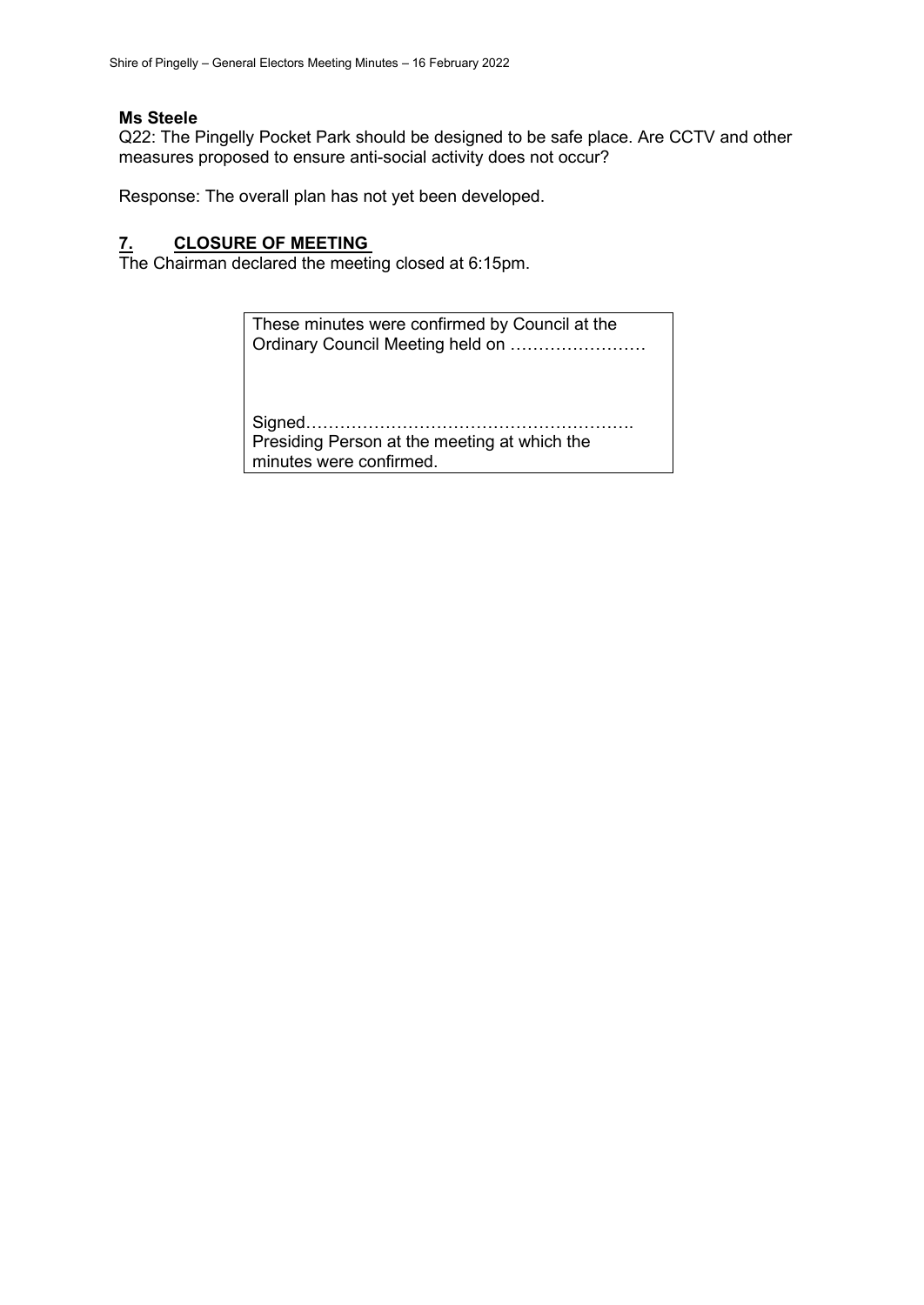**Ms Steele**

Q22: The Pingelly Pocket Park should be designed to be safe place. Are CCTV and other measures proposed to ensure anti-social activity does not occur?

Response: The overall plan has not yet been developed.

## 7. CLOSURE OF MEETING

The Chairman declared the meeting closed at 6:15pm.

These minutes were confirmed by Council at the Ordinary Council Meeting held on ……………………

Signed………………………………………………….
Presiding Person at the meeting at which the minutes were confirmed.